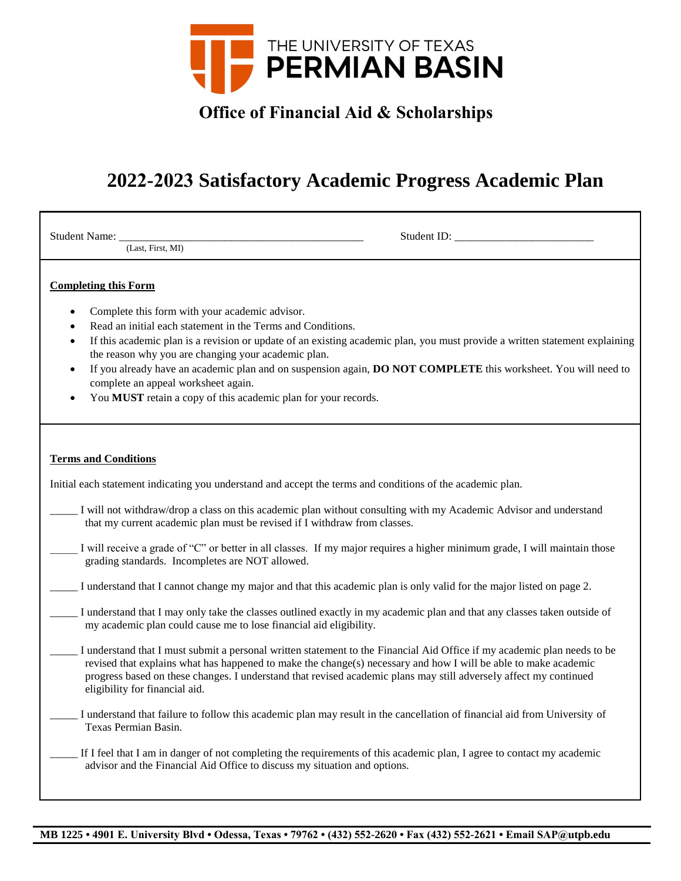THE UNIVERSITY OF TEXAS **PERMIAN BASIN**

**Office of Financial Aid & Scholarships**

# 2022-2023 Satisfactory Academic Progress Academic Plan

Student Name: ____________________________________________ Student ID: _________________________
(Last, First, MI)

**Completing this Form**

- Complete this form with your academic advisor.
- Read an initial each statement in the Terms and Conditions.
- If this academic plan is a revision or update of an existing academic plan, you must provide a written statement explaining the reason why you are changing your academic plan.
- If you already have an academic plan and on suspension again, **DO NOT COMPLETE** this worksheet. You will need to complete an appeal worksheet again.
- You **MUST** retain a copy of this academic plan for your records.

**Terms and Conditions**

Initial each statement indicating you understand and accept the terms and conditions of the academic plan.

_____ I will not withdraw/drop a class on this academic plan without consulting with my Academic Advisor and understand that my current academic plan must be revised if I withdraw from classes.

_____ I will receive a grade of "C" or better in all classes. If my major requires a higher minimum grade, I will maintain those grading standards. Incompletes are NOT allowed.

_____ I understand that I cannot change my major and that this academic plan is only valid for the major listed on page 2.

_____ I understand that I may only take the classes outlined exactly in my academic plan and that any classes taken outside of my academic plan could cause me to lose financial aid eligibility.

_____ I understand that I must submit a personal written statement to the Financial Aid Office if my academic plan needs to be revised that explains what has happened to make the change(s) necessary and how I will be able to make academic progress based on these changes. I understand that revised academic plans may still adversely affect my continued eligibility for financial aid.

_____ I understand that failure to follow this academic plan may result in the cancellation of financial aid from University of Texas Permian Basin.

_____ If I feel that I am in danger of not completing the requirements of this academic plan, I agree to contact my academic advisor and the Financial Aid Office to discuss my situation and options.

**MB 1225 • 4901 E. University Blvd • Odessa, Texas • 79762 • (432) 552-2620 • Fax (432) 552-2621 • Email SAP@utpb.edu**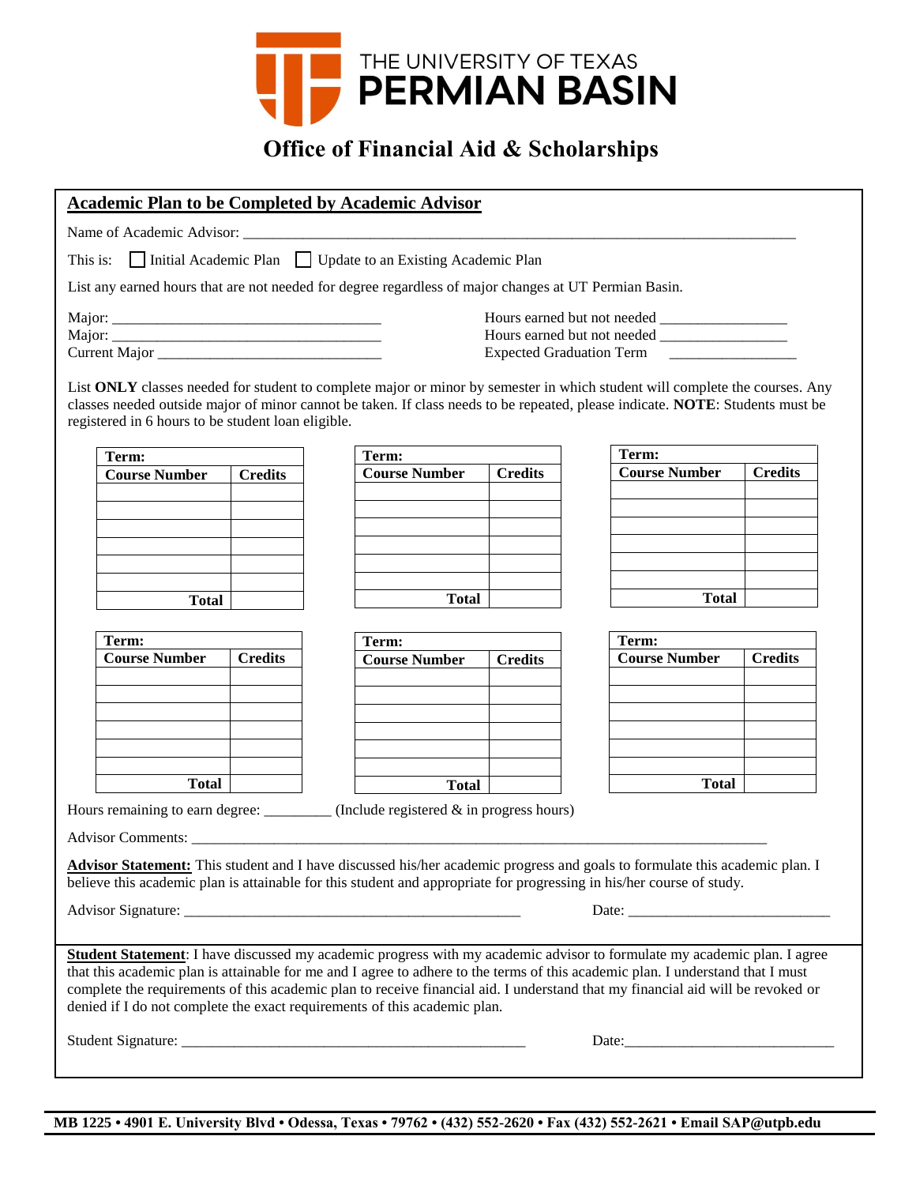THE UNIVERSITY OF TEXAS
# PERMIAN BASIN

## Office of Financial Aid & Scholarships

### Academic Plan to be Completed by Academic Advisor

Name of Academic Advisor: ___________________________________________________________________________

This is: ☐ Initial Academic Plan ☐ Update to an Existing Academic Plan

List any earned hours that are not needed for degree regardless of major changes at UT Permian Basin.

Major: ____________________________________ Hours earned but not needed ________________

Major: ____________________________________ Hours earned but not needed ________________

Current Major ______________________________ Expected Graduation Term ________________

List **ONLY** classes needed for student to complete major or minor by semester in which student will complete the courses. Any classes needed outside major of minor cannot be taken. If class needs to be repeated, please indicate. **NOTE**: Students must be registered in 6 hours to be student loan eligible.

| Term: | |
|---|---|
| **Course Number** | **Credits** |
| | |
| | |
| | |
| | |
| | |
| | |
| **Total** | |

| Term: | |
|---|---|
| **Course Number** | **Credits** |
| | |
| | |
| | |
| | |
| | |
| | |
| **Total** | |

| Term: | |
|---|---|
| **Course Number** | **Credits** |
| | |
| | |
| | |
| | |
| | |
| | |
| **Total** | |

| Term: | |
|---|---|
| **Course Number** | **Credits** |
| | |
| | |
| | |
| | |
| | |
| | |
| **Total** | |

| Term: | |
|---|---|
| **Course Number** | **Credits** |
| | |
| | |
| | |
| | |
| | |
| | |
| **Total** | |

| Term: | |
|---|---|
| **Course Number** | **Credits** |
| | |
| | |
| | |
| | |
| | |
| | |
| **Total** | |

Hours remaining to earn degree: _________ (Include registered & in progress hours)

Advisor Comments: ___________________________________________________________________________

**Advisor Statement:** This student and I have discussed his/her academic progress and goals to formulate this academic plan. I believe this academic plan is attainable for this student and appropriate for progressing in his/her course of study.

Advisor Signature: ______________________________________________ Date: ___________________________

**Student Statement**: I have discussed my academic progress with my academic advisor to formulate my academic plan. I agree that this academic plan is attainable for me and I agree to adhere to the terms of this academic plan. I understand that I must complete the requirements of this academic plan to receive financial aid. I understand that my financial aid will be revoked or denied if I do not complete the exact requirements of this academic plan.

Student Signature: ______________________________________________ Date:____________________________

**MB 1225 • 4901 E. University Blvd • Odessa, Texas • 79762 • (432) 552-2620 • Fax (432) 552-2621 • Email SAP@utpb.edu**